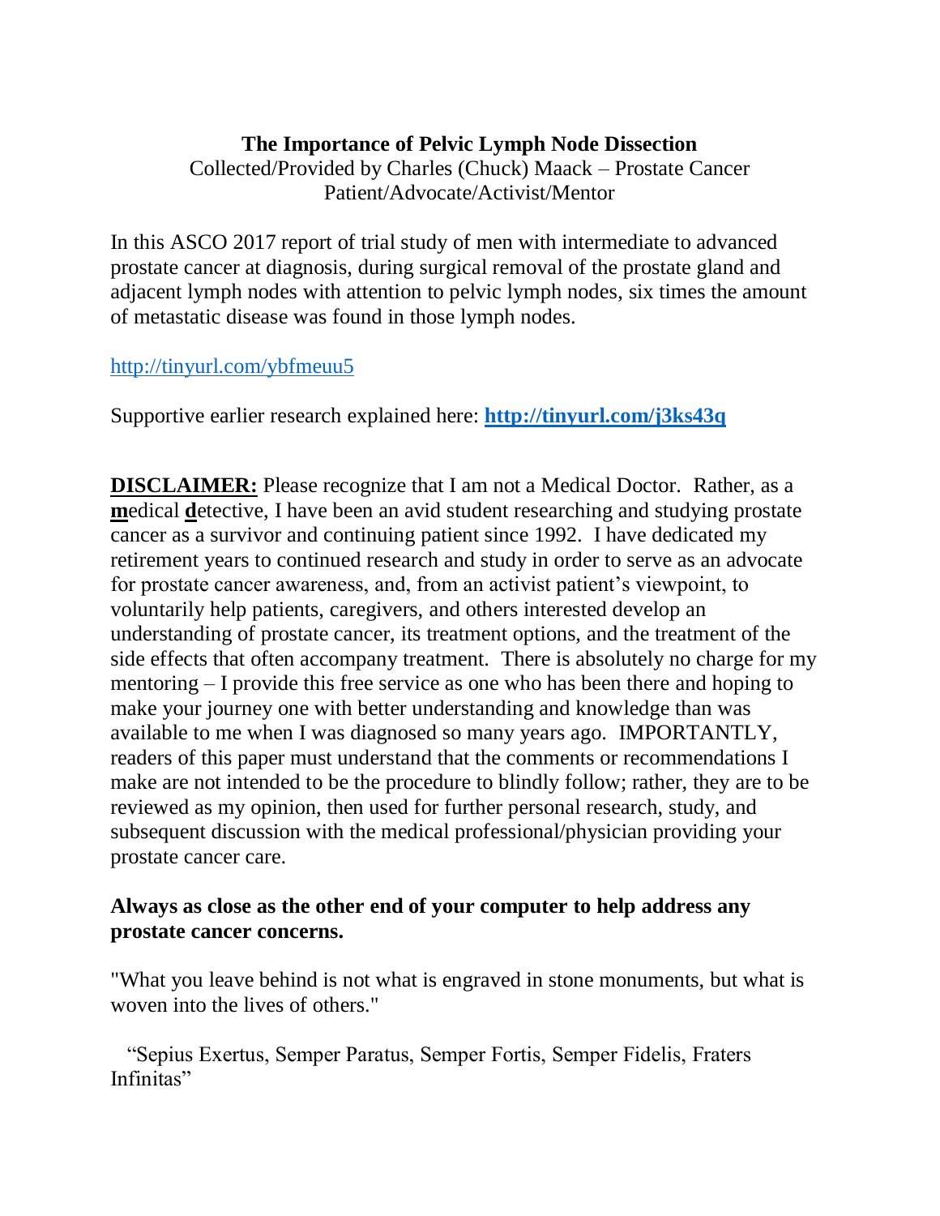# The Importance of Pelvic Lymph Node Dissection

Collected/Provided by Charles (Chuck) Maack – Prostate Cancer Patient/Advocate/Activist/Mentor

In this ASCO 2017 report of trial study of men with intermediate to advanced prostate cancer at diagnosis, during surgical removal of the prostate gland and adjacent lymph nodes with attention to pelvic lymph nodes, six times the amount of metastatic disease was found in those lymph nodes.

http://tinyurl.com/ybfmeuu5

Supportive earlier research explained here: **http://tinyurl.com/j3ks43q**

**DISCLAIMER:** Please recognize that I am not a Medical Doctor. Rather, as a **m**edical **d**etective, I have been an avid student researching and studying prostate cancer as a survivor and continuing patient since 1992. I have dedicated my retirement years to continued research and study in order to serve as an advocate for prostate cancer awareness, and, from an activist patient's viewpoint, to voluntarily help patients, caregivers, and others interested develop an understanding of prostate cancer, its treatment options, and the treatment of the side effects that often accompany treatment. There is absolutely no charge for my mentoring – I provide this free service as one who has been there and hoping to make your journey one with better understanding and knowledge than was available to me when I was diagnosed so many years ago. IMPORTANTLY, readers of this paper must understand that the comments or recommendations I make are not intended to be the procedure to blindly follow; rather, they are to be reviewed as my opinion, then used for further personal research, study, and subsequent discussion with the medical professional/physician providing your prostate cancer care.

**Always as close as the other end of your computer to help address any prostate cancer concerns.**

"What you leave behind is not what is engraved in stone monuments, but what is woven into the lives of others."

"Sepius Exertus, Semper Paratus, Semper Fortis, Semper Fidelis, Fraters Infinitas"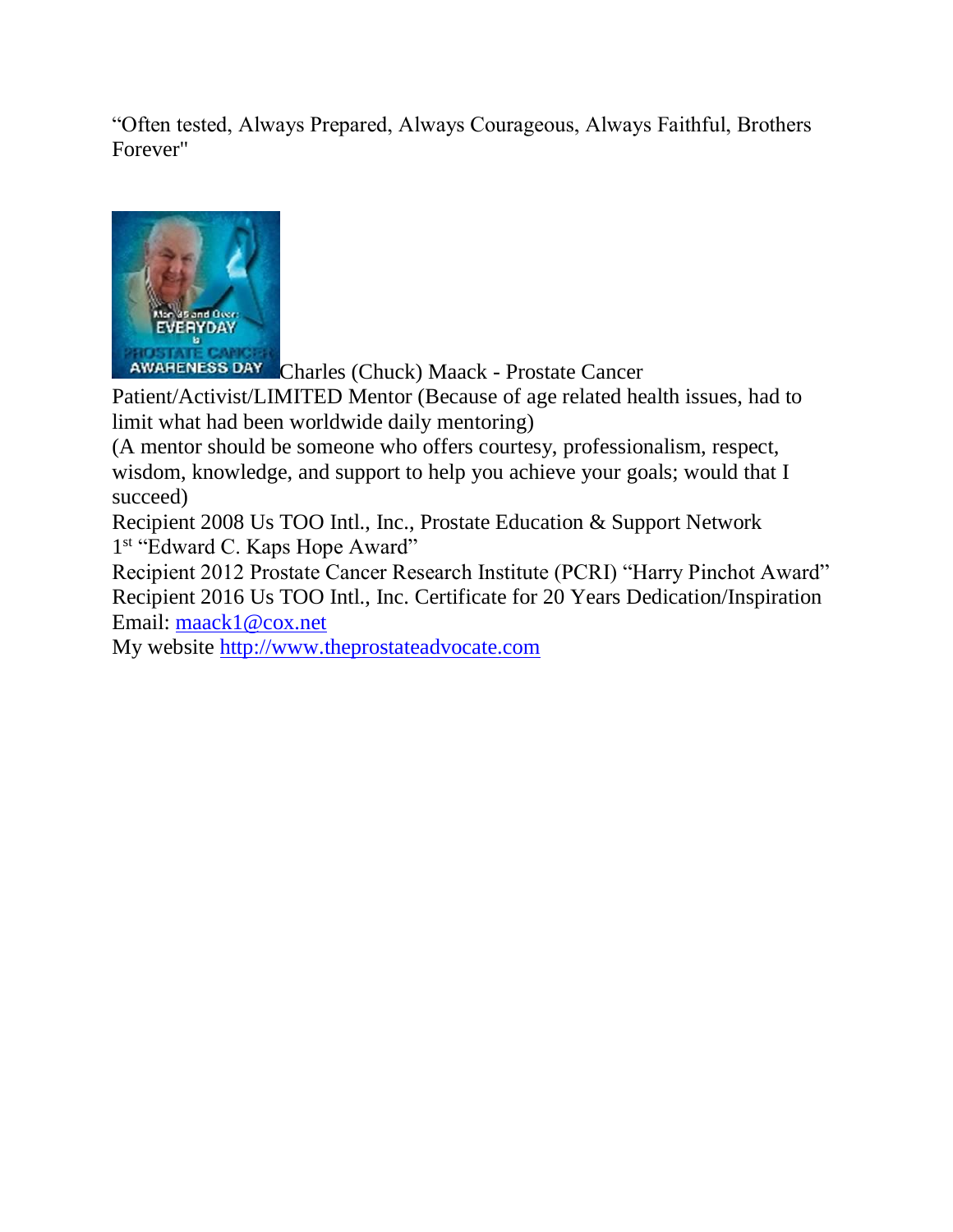"Often tested, Always Prepared, Always Courageous, Always Faithful, Brothers Forever"

Charles (Chuck) Maack - Prostate Cancer Patient/Activist/LIMITED Mentor (Because of age related health issues, had to limit what had been worldwide daily mentoring)

(A mentor should be someone who offers courtesy, professionalism, respect, wisdom, knowledge, and support to help you achieve your goals; would that I succeed)

Recipient 2008 Us TOO Intl., Inc., Prostate Education & Support Network 1st "Edward C. Kaps Hope Award"

Recipient 2012 Prostate Cancer Research Institute (PCRI) "Harry Pinchot Award"

Recipient 2016 Us TOO Intl., Inc. Certificate for 20 Years Dedication/Inspiration

Email: [maack1@cox.net](mailto:maack1@cox.net)

My website [http://www.theprostateadvocate.com](http://www.theprostateadvocate.com)